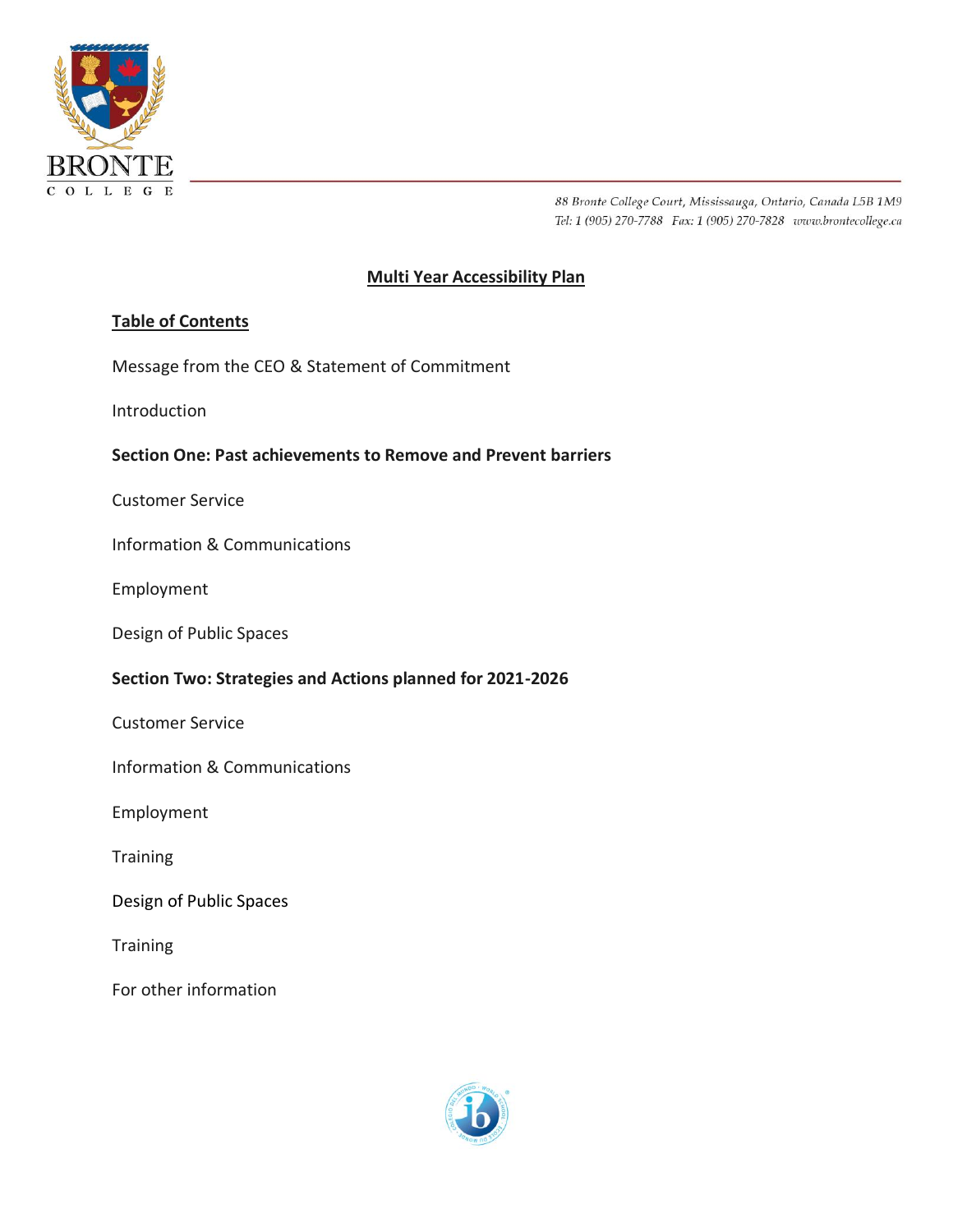BRONTE COLLEGE

88 Bronte College Court, Mississauga, Ontario, Canada L5B 1M9
Tel: 1 (905) 270-7788 Fax: 1 (905) 270-7828 www.brontecollege.ca

# Multi Year Accessibility Plan

## Table of Contents

Message from the CEO & Statement of Commitment

Introduction

**Section One: Past achievements to Remove and Prevent barriers**

Customer Service

Information & Communications

Employment

Design of Public Spaces

**Section Two: Strategies and Actions planned for 2021-2026**

Customer Service

Information & Communications

Employment

Training

Design of Public Spaces

Training

For other information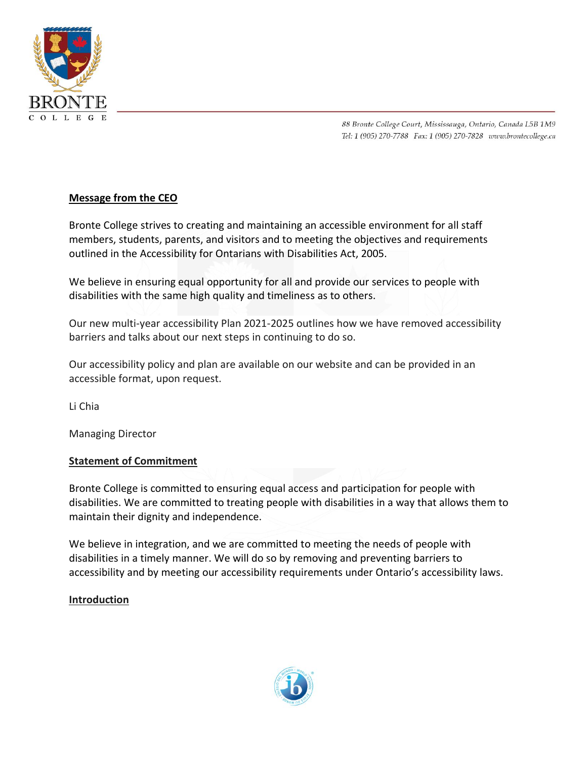## Message from the CEO

Bronte College strives to creating and maintaining an accessible environment for all staff members, students, parents, and visitors and to meeting the objectives and requirements outlined in the Accessibility for Ontarians with Disabilities Act, 2005.

We believe in ensuring equal opportunity for all and provide our services to people with disabilities with the same high quality and timeliness as to others.

Our new multi-year accessibility Plan 2021-2025 outlines how we have removed accessibility barriers and talks about our next steps in continuing to do so.

Our accessibility policy and plan are available on our website and can be provided in an accessible format, upon request.

Li Chia

Managing Director

## Statement of Commitment

Bronte College is committed to ensuring equal access and participation for people with disabilities. We are committed to treating people with disabilities in a way that allows them to maintain their dignity and independence.

We believe in integration, and we are committed to meeting the needs of people with disabilities in a timely manner. We will do so by removing and preventing barriers to accessibility and by meeting our accessibility requirements under Ontario's accessibility laws.

## Introduction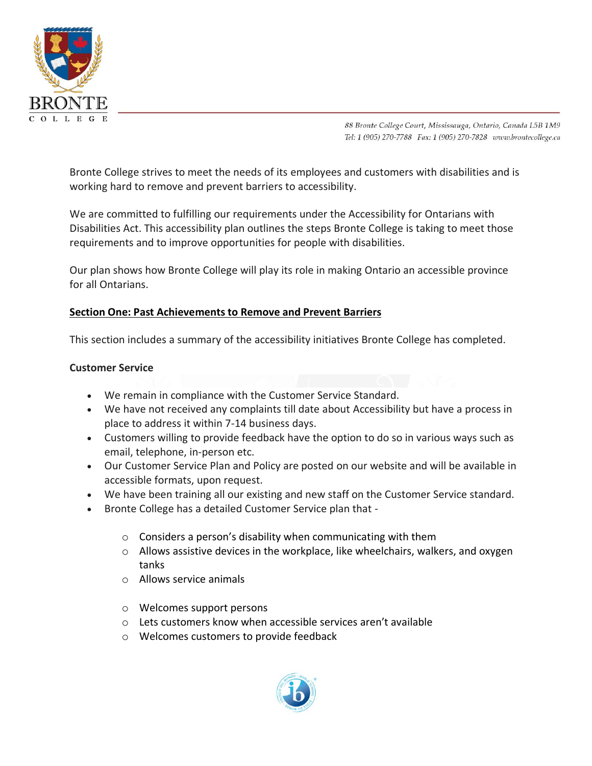Bronte College strives to meet the needs of its employees and customers with disabilities and is working hard to remove and prevent barriers to accessibility.

We are committed to fulfilling our requirements under the Accessibility for Ontarians with Disabilities Act. This accessibility plan outlines the steps Bronte College is taking to meet those requirements and to improve opportunities for people with disabilities.

Our plan shows how Bronte College will play its role in making Ontario an accessible province for all Ontarians.

## Section One: Past Achievements to Remove and Prevent Barriers

This section includes a summary of the accessibility initiatives Bronte College has completed.

### Customer Service

- We remain in compliance with the Customer Service Standard.
- We have not received any complaints till date about Accessibility but have a process in place to address it within 7-14 business days.
- Customers willing to provide feedback have the option to do so in various ways such as email, telephone, in-person etc.
- Our Customer Service Plan and Policy are posted on our website and will be available in accessible formats, upon request.
- We have been training all our existing and new staff on the Customer Service standard.
- Bronte College has a detailed Customer Service plan that -
  - Considers a person's disability when communicating with them
  - Allows assistive devices in the workplace, like wheelchairs, walkers, and oxygen tanks
  - Allows service animals
  - Welcomes support persons
  - Lets customers know when accessible services aren't available
  - Welcomes customers to provide feedback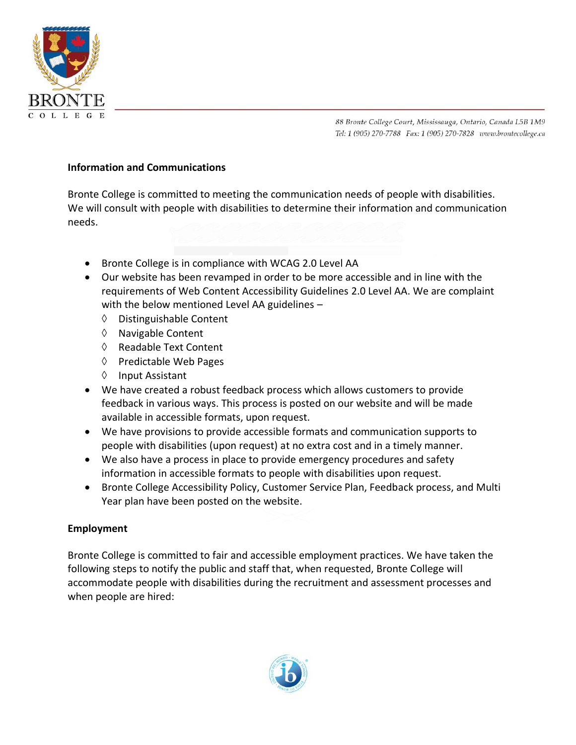**Information and Communications**

Bronte College is committed to meeting the communication needs of people with disabilities. We will consult with people with disabilities to determine their information and communication needs.

- Bronte College is in compliance with WCAG 2.0 Level AA
- Our website has been revamped in order to be more accessible and in line with the requirements of Web Content Accessibility Guidelines 2.0 Level AA. We are complaint with the below mentioned Level AA guidelines –
  - ◊ Distinguishable Content
  - ◊ Navigable Content
  - ◊ Readable Text Content
  - ◊ Predictable Web Pages
  - ◊ Input Assistant
- We have created a robust feedback process which allows customers to provide feedback in various ways. This process is posted on our website and will be made available in accessible formats, upon request.
- We have provisions to provide accessible formats and communication supports to people with disabilities (upon request) at no extra cost and in a timely manner.
- We also have a process in place to provide emergency procedures and safety information in accessible formats to people with disabilities upon request.
- Bronte College Accessibility Policy, Customer Service Plan, Feedback process, and Multi Year plan have been posted on the website.

**Employment**

Bronte College is committed to fair and accessible employment practices. We have taken the following steps to notify the public and staff that, when requested, Bronte College will accommodate people with disabilities during the recruitment and assessment processes and when people are hired: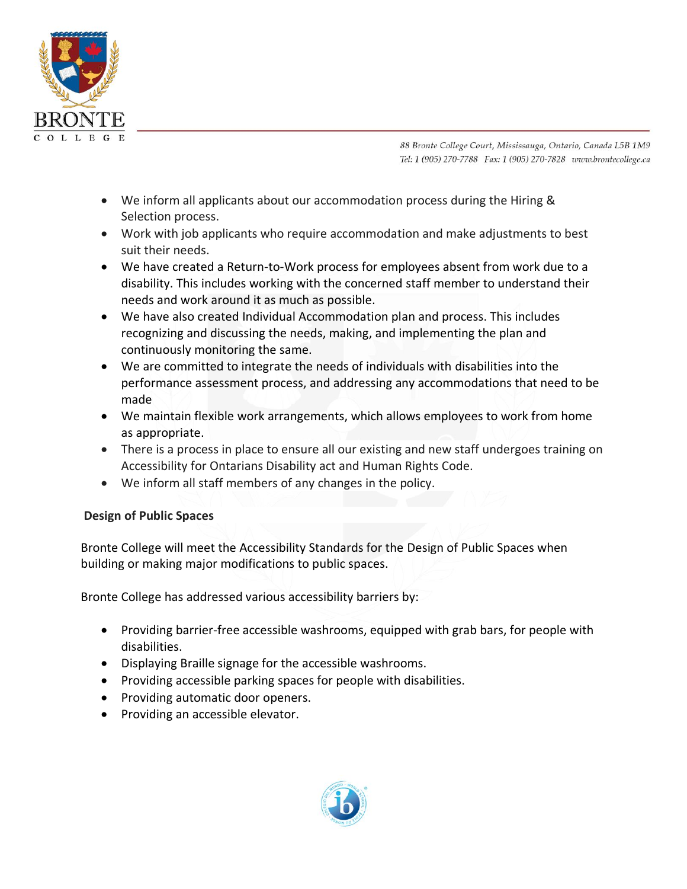- We inform all applicants about our accommodation process during the Hiring & Selection process.
- Work with job applicants who require accommodation and make adjustments to best suit their needs.
- We have created a Return-to-Work process for employees absent from work due to a disability. This includes working with the concerned staff member to understand their needs and work around it as much as possible.
- We have also created Individual Accommodation plan and process. This includes recognizing and discussing the needs, making, and implementing the plan and continuously monitoring the same.
- We are committed to integrate the needs of individuals with disabilities into the performance assessment process, and addressing any accommodations that need to be made
- We maintain flexible work arrangements, which allows employees to work from home as appropriate.
- There is a process in place to ensure all our existing and new staff undergoes training on Accessibility for Ontarians Disability act and Human Rights Code.
- We inform all staff members of any changes in the policy.

**Design of Public Spaces**

Bronte College will meet the Accessibility Standards for the Design of Public Spaces when building or making major modifications to public spaces.

Bronte College has addressed various accessibility barriers by:

- Providing barrier-free accessible washrooms, equipped with grab bars, for people with disabilities.
- Displaying Braille signage for the accessible washrooms.
- Providing accessible parking spaces for people with disabilities.
- Providing automatic door openers.
- Providing an accessible elevator.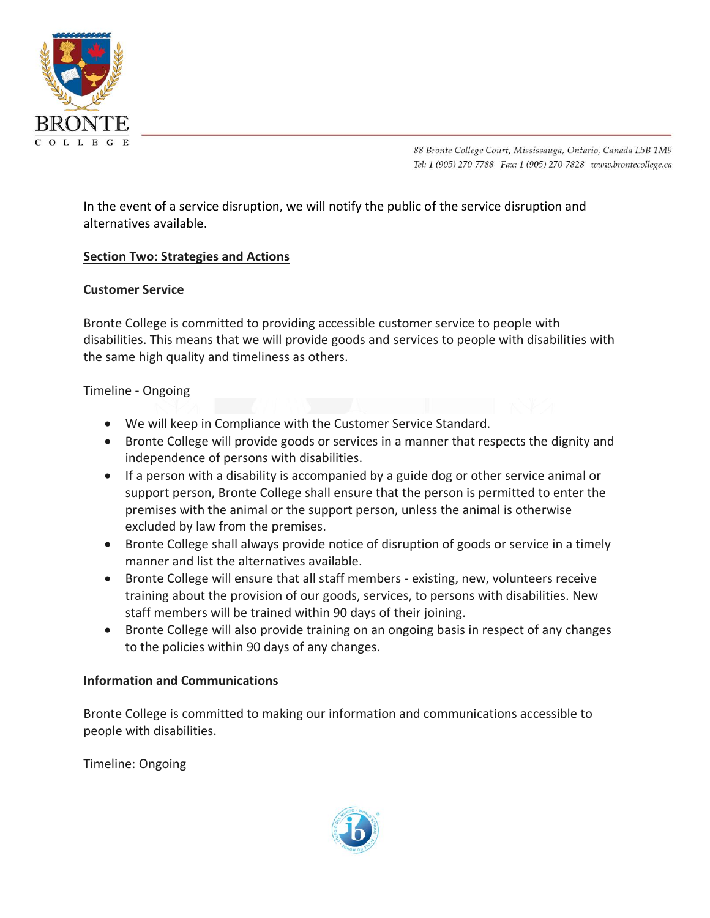In the event of a service disruption, we will notify the public of the service disruption and alternatives available.

## Section Two: Strategies and Actions

### Customer Service

Bronte College is committed to providing accessible customer service to people with disabilities. This means that we will provide goods and services to people with disabilities with the same high quality and timeliness as others.

Timeline - Ongoing

- We will keep in Compliance with the Customer Service Standard.
- Bronte College will provide goods or services in a manner that respects the dignity and independence of persons with disabilities.
- If a person with a disability is accompanied by a guide dog or other service animal or support person, Bronte College shall ensure that the person is permitted to enter the premises with the animal or the support person, unless the animal is otherwise excluded by law from the premises.
- Bronte College shall always provide notice of disruption of goods or service in a timely manner and list the alternatives available.
- Bronte College will ensure that all staff members - existing, new, volunteers receive training about the provision of our goods, services, to persons with disabilities. New staff members will be trained within 90 days of their joining.
- Bronte College will also provide training on an ongoing basis in respect of any changes to the policies within 90 days of any changes.

### Information and Communications

Bronte College is committed to making our information and communications accessible to people with disabilities.

Timeline: Ongoing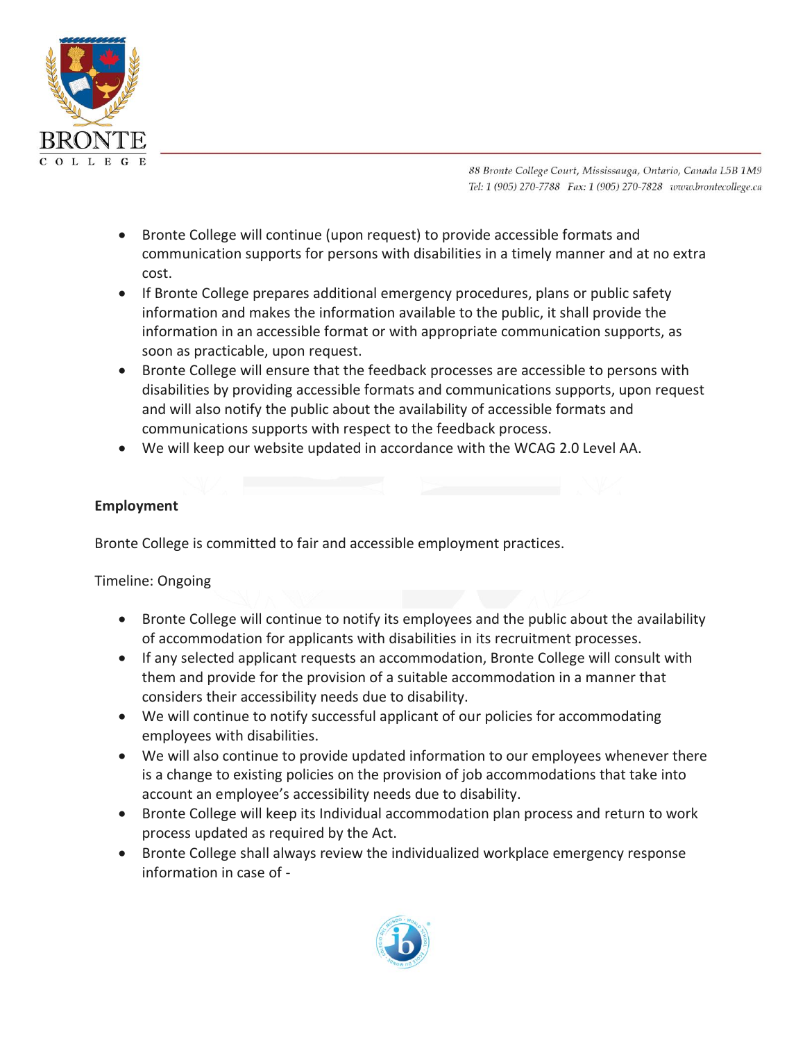- Bronte College will continue (upon request) to provide accessible formats and communication supports for persons with disabilities in a timely manner and at no extra cost.
- If Bronte College prepares additional emergency procedures, plans or public safety information and makes the information available to the public, it shall provide the information in an accessible format or with appropriate communication supports, as soon as practicable, upon request.
- Bronte College will ensure that the feedback processes are accessible to persons with disabilities by providing accessible formats and communications supports, upon request and will also notify the public about the availability of accessible formats and communications supports with respect to the feedback process.
- We will keep our website updated in accordance with the WCAG 2.0 Level AA.

**Employment**

Bronte College is committed to fair and accessible employment practices.

Timeline: Ongoing

- Bronte College will continue to notify its employees and the public about the availability of accommodation for applicants with disabilities in its recruitment processes.
- If any selected applicant requests an accommodation, Bronte College will consult with them and provide for the provision of a suitable accommodation in a manner that considers their accessibility needs due to disability.
- We will continue to notify successful applicant of our policies for accommodating employees with disabilities.
- We will also continue to provide updated information to our employees whenever there is a change to existing policies on the provision of job accommodations that take into account an employee's accessibility needs due to disability.
- Bronte College will keep its Individual accommodation plan process and return to work process updated as required by the Act.
- Bronte College shall always review the individualized workplace emergency response information in case of -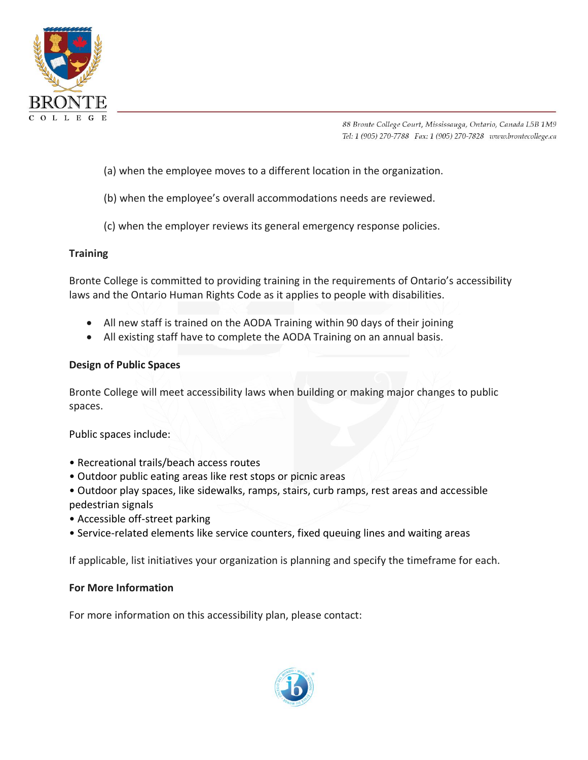(a) when the employee moves to a different location in the organization.

(b) when the employee's overall accommodations needs are reviewed.

(c) when the employer reviews its general emergency response policies.

**Training**

Bronte College is committed to providing training in the requirements of Ontario's accessibility laws and the Ontario Human Rights Code as it applies to people with disabilities.

- All new staff is trained on the AODA Training within 90 days of their joining
- All existing staff have to complete the AODA Training on an annual basis.

**Design of Public Spaces**

Bronte College will meet accessibility laws when building or making major changes to public spaces.

Public spaces include:

- Recreational trails/beach access routes
- Outdoor public eating areas like rest stops or picnic areas
- Outdoor play spaces, like sidewalks, ramps, stairs, curb ramps, rest areas and accessible pedestrian signals
- Accessible off-street parking
- Service-related elements like service counters, fixed queuing lines and waiting areas

If applicable, list initiatives your organization is planning and specify the timeframe for each.

**For More Information**

For more information on this accessibility plan, please contact: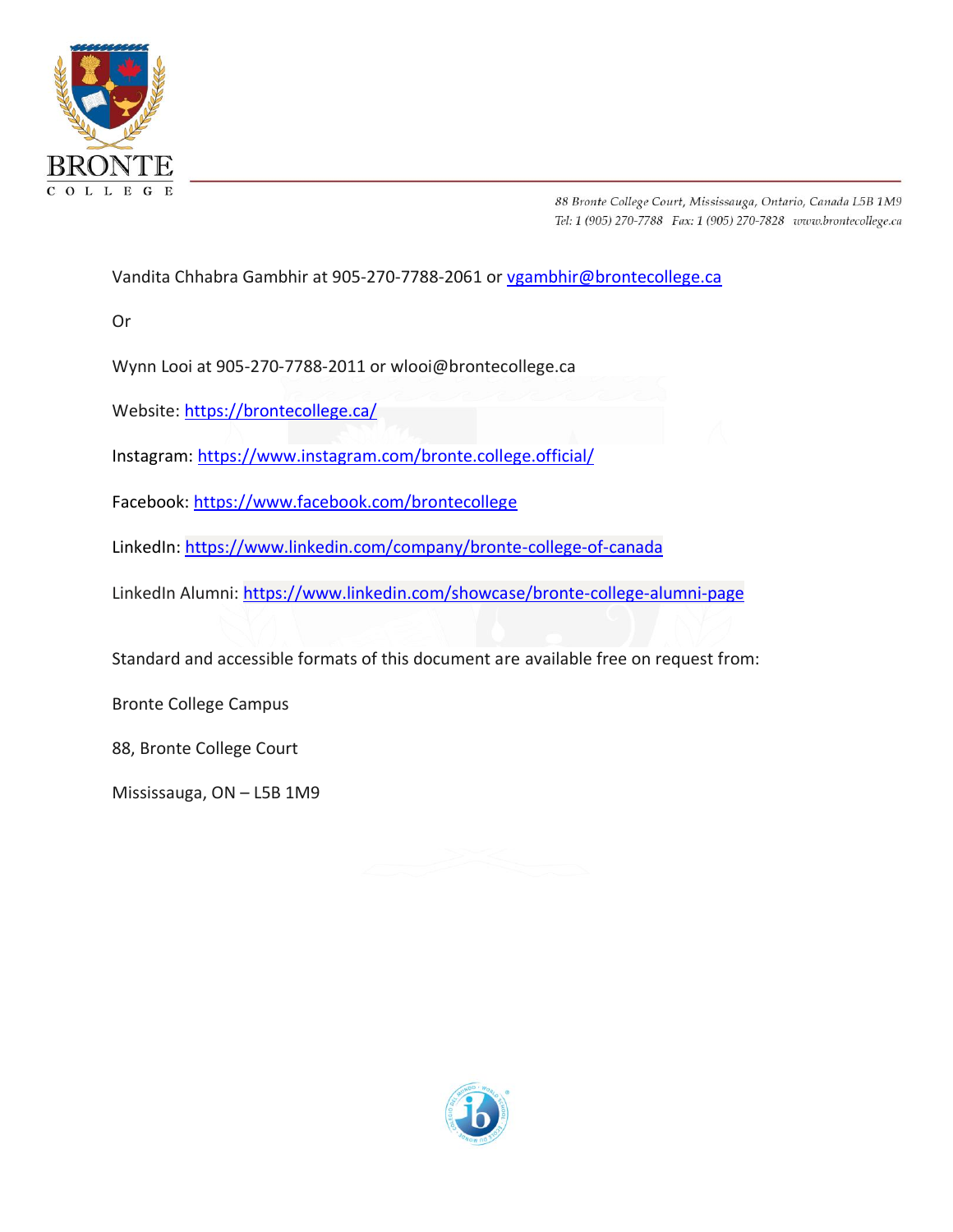Vandita Chhabra Gambhir at 905-270-7788-2061 or vgambhir@brontecollege.ca

Or

Wynn Looi at 905-270-7788-2011 or wlooi@brontecollege.ca

Website: https://brontecollege.ca/

Instagram: https://www.instagram.com/bronte.college.official/

Facebook: https://www.facebook.com/brontecollege

LinkedIn: https://www.linkedin.com/company/bronte-college-of-canada

LinkedIn Alumni: https://www.linkedin.com/showcase/bronte-college-alumni-page

Standard and accessible formats of this document are available free on request from:

Bronte College Campus

88, Bronte College Court

Mississauga, ON – L5B 1M9